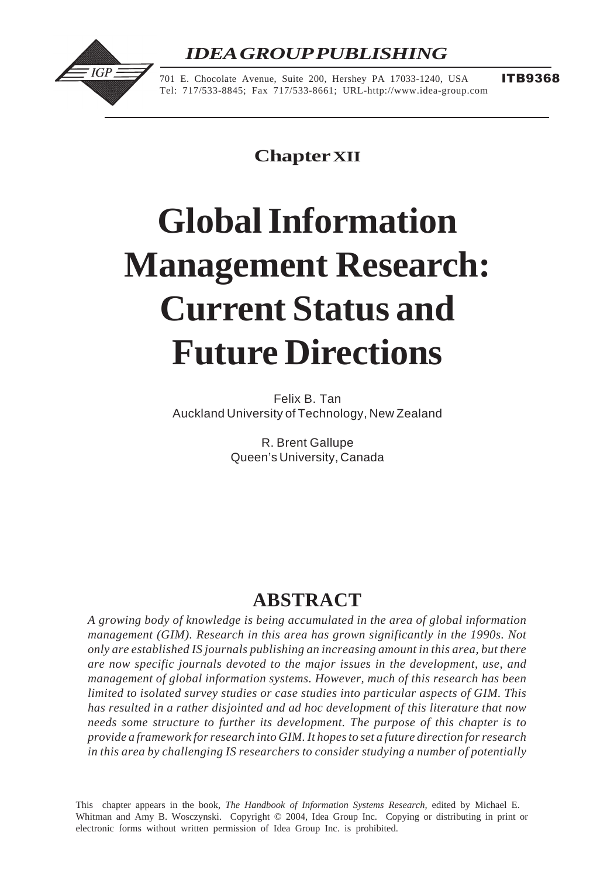**IDEA GROUP PUBLISHING**

701 E. Chocolate Avenue, Suite 200, Hershey PA 17033-1240, USA
Tel: 717/533-8845; Fax 717/533-8661; URL-http://www.idea-group.com

**ITB9368**

## Chapter XII

# Global Information Management Research: Current Status and Future Directions

Felix B. Tan
Auckland University of Technology, New Zealand

R. Brent Gallupe
Queen's University, Canada

## ABSTRACT

*A growing body of knowledge is being accumulated in the area of global information management (GIM). Research in this area has grown significantly in the 1990s. Not only are established IS journals publishing an increasing amount in this area, but there are now specific journals devoted to the major issues in the development, use, and management of global information systems. However, much of this research has been limited to isolated survey studies or case studies into particular aspects of GIM. This has resulted in a rather disjointed and ad hoc development of this literature that now needs some structure to further its development. The purpose of this chapter is to provide a framework for research into GIM. It hopes to set a future direction for research in this area by challenging IS researchers to consider studying a number of potentially*

This chapter appears in the book, *The Handbook of Information Systems Research*, edited by Michael E. Whitman and Amy B. Wosczynski. Copyright © 2004, Idea Group Inc. Copying or distributing in print or electronic forms without written permission of Idea Group Inc. is prohibited.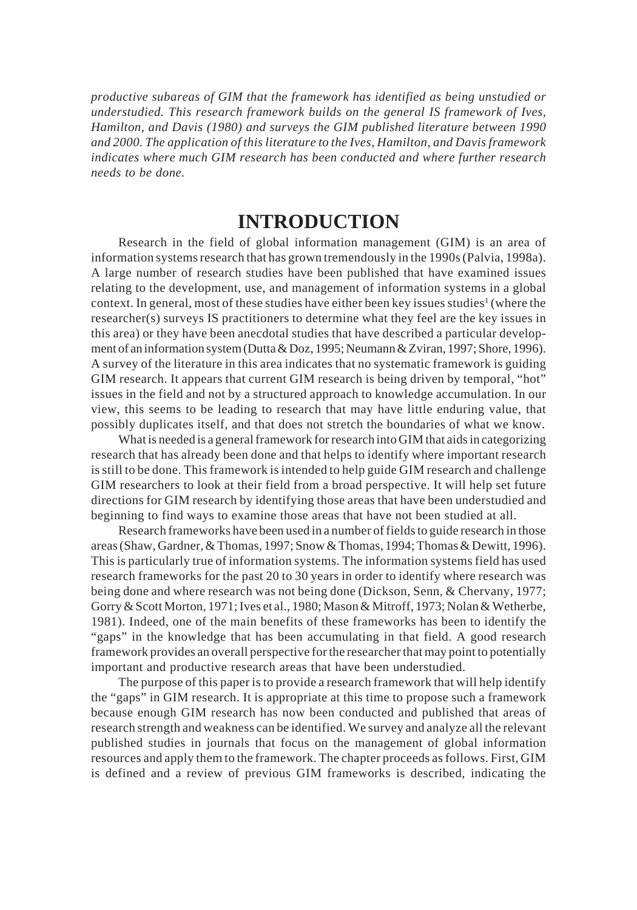*productive subareas of GIM that the framework has identified as being unstudied or understudied. This research framework builds on the general IS framework of Ives, Hamilton, and Davis (1980) and surveys the GIM published literature between 1990 and 2000. The application of this literature to the Ives, Hamilton, and Davis framework indicates where much GIM research has been conducted and where further research needs to be done.*

# INTRODUCTION

Research in the field of global information management (GIM) is an area of information systems research that has grown tremendously in the 1990s (Palvia, 1998a). A large number of research studies have been published that have examined issues relating to the development, use, and management of information systems in a global context. In general, most of these studies have either been key issues studies[1] (where the researcher(s) surveys IS practitioners to determine what they feel are the key issues in this area) or they have been anecdotal studies that have described a particular development of an information system (Dutta & Doz, 1995; Neumann & Zviran, 1997; Shore, 1996). A survey of the literature in this area indicates that no systematic framework is guiding GIM research. It appears that current GIM research is being driven by temporal, "hot" issues in the field and not by a structured approach to knowledge accumulation. In our view, this seems to be leading to research that may have little enduring value, that possibly duplicates itself, and that does not stretch the boundaries of what we know.

What is needed is a general framework for research into GIM that aids in categorizing research that has already been done and that helps to identify where important research is still to be done. This framework is intended to help guide GIM research and challenge GIM researchers to look at their field from a broad perspective. It will help set future directions for GIM research by identifying those areas that have been understudied and beginning to find ways to examine those areas that have not been studied at all.

Research frameworks have been used in a number of fields to guide research in those areas (Shaw, Gardner, & Thomas, 1997; Snow & Thomas, 1994; Thomas & Dewitt, 1996). This is particularly true of information systems. The information systems field has used research frameworks for the past 20 to 30 years in order to identify where research was being done and where research was not being done (Dickson, Senn, & Chervany, 1977; Gorry & Scott Morton, 1971; Ives et al., 1980; Mason & Mitroff, 1973; Nolan & Wetherbe, 1981). Indeed, one of the main benefits of these frameworks has been to identify the "gaps" in the knowledge that has been accumulating in that field. A good research framework provides an overall perspective for the researcher that may point to potentially important and productive research areas that have been understudied.

The purpose of this paper is to provide a research framework that will help identify the "gaps" in GIM research. It is appropriate at this time to propose such a framework because enough GIM research has now been conducted and published that areas of research strength and weakness can be identified. We survey and analyze all the relevant published studies in journals that focus on the management of global information resources and apply them to the framework. The chapter proceeds as follows. First, GIM is defined and a review of previous GIM frameworks is described, indicating the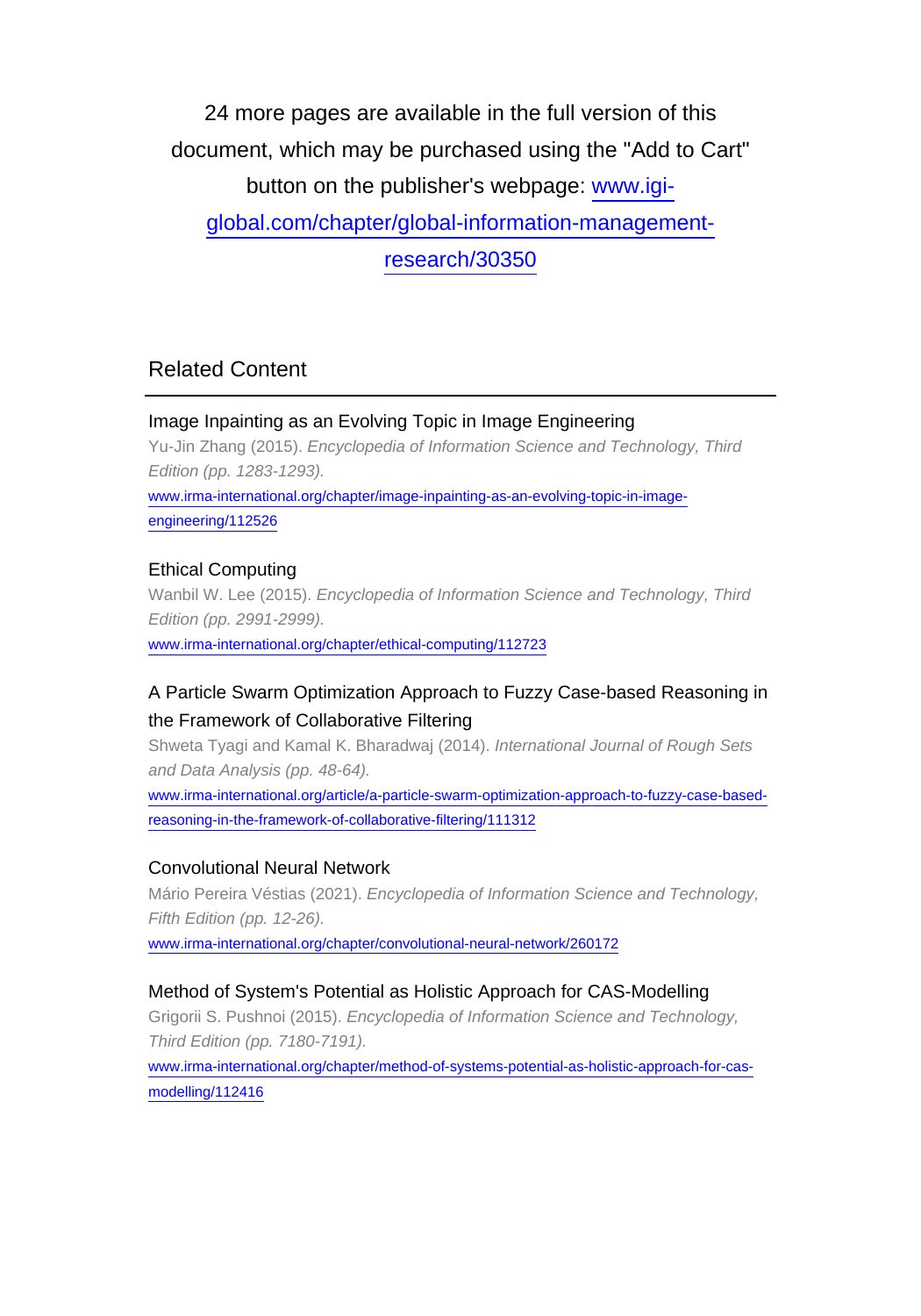24 more pages are available in the full version of this document, which may be purchased using the "Add to Cart" button on the publisher's webpage: [www.igi-global.com/chapter/global-information-management-research/30350](www.igi-global.com/chapter/global-information-management-research/30350)

## Related Content

### Image Inpainting as an Evolving Topic in Image Engineering

Yu-Jin Zhang (2015). *Encyclopedia of Information Science and Technology, Third Edition (pp. 1283-1293).*

[www.irma-international.org/chapter/image-inpainting-as-an-evolving-topic-in-image-engineering/112526](www.irma-international.org/chapter/image-inpainting-as-an-evolving-topic-in-image-engineering/112526)

### Ethical Computing

Wanbil W. Lee (2015). *Encyclopedia of Information Science and Technology, Third Edition (pp. 2991-2999).*

[www.irma-international.org/chapter/ethical-computing/112723](www.irma-international.org/chapter/ethical-computing/112723)

### A Particle Swarm Optimization Approach to Fuzzy Case-based Reasoning in the Framework of Collaborative Filtering

Shweta Tyagi and Kamal K. Bharadwaj (2014). *International Journal of Rough Sets and Data Analysis (pp. 48-64).*

[www.irma-international.org/article/a-particle-swarm-optimization-approach-to-fuzzy-case-based-reasoning-in-the-framework-of-collaborative-filtering/111312](www.irma-international.org/article/a-particle-swarm-optimization-approach-to-fuzzy-case-based-reasoning-in-the-framework-of-collaborative-filtering/111312)

### Convolutional Neural Network

Mário Pereira Véstias (2021). *Encyclopedia of Information Science and Technology, Fifth Edition (pp. 12-26).*

[www.irma-international.org/chapter/convolutional-neural-network/260172](www.irma-international.org/chapter/convolutional-neural-network/260172)

### Method of System's Potential as Holistic Approach for CAS-Modelling

Grigorii S. Pushnoi (2015). *Encyclopedia of Information Science and Technology, Third Edition (pp. 7180-7191).*

[www.irma-international.org/chapter/method-of-systems-potential-as-holistic-approach-for-cas-modelling/112416](www.irma-international.org/chapter/method-of-systems-potential-as-holistic-approach-for-cas-modelling/112416)